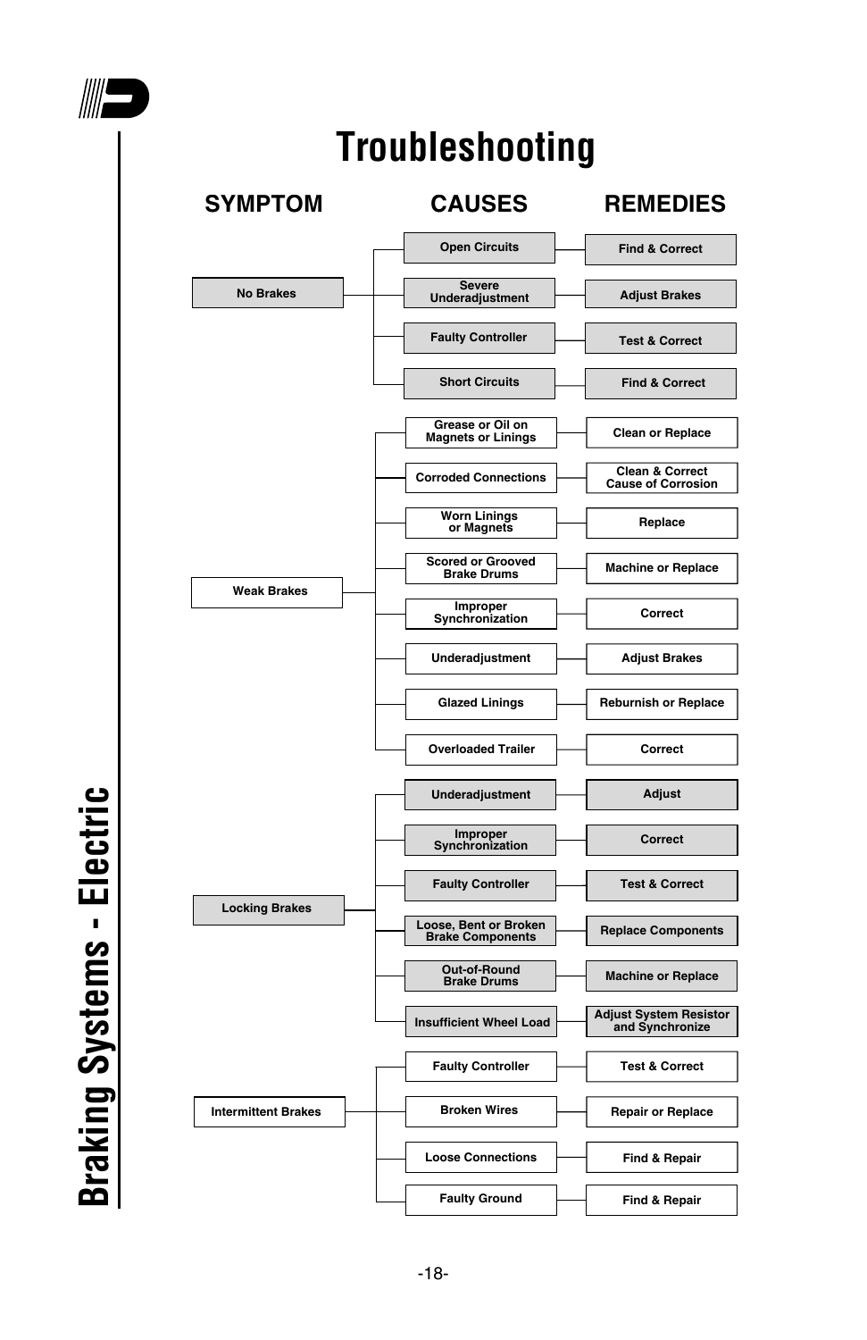# Braking Systems - Electric

## Troubleshooting

| SYMPTOM | CAUSES | REMEDIES |
|---|---|---|
| No Brakes | Open Circuits | Find & Correct |
| | Severe Underadjustment | Adjust Brakes |
| | Faulty Controller | Test & Correct |
| | Short Circuits | Find & Correct |
| Weak Brakes | Grease or Oil on Magnets or Linings | Clean or Replace |
| | Corroded Connections | Clean & Correct Cause of Corrosion |
| | Worn Linings or Magnets | Replace |
| | Scored or Grooved Brake Drums | Machine or Replace |
| | Improper Synchronization | Correct |
| | Underadjustment | Adjust Brakes |
| | Glazed Linings | Reburnish or Replace |
| | Overloaded Trailer | Correct |
| Locking Brakes | Underadjustment | Adjust |
| | Improper Synchronization | Correct |
| | Faulty Controller | Test & Correct |
| | Loose, Bent or Broken Brake Components | Replace Components |
| | Out-of-Round Brake Drums | Machine or Replace |
| | Insufficient Wheel Load | Adjust System Resistor and Synchronize |
| Intermittent Brakes | Faulty Controller | Test & Correct |
| | Broken Wires | Repair or Replace |
| | Loose Connections | Find & Repair |
| | Faulty Ground | Find & Repair |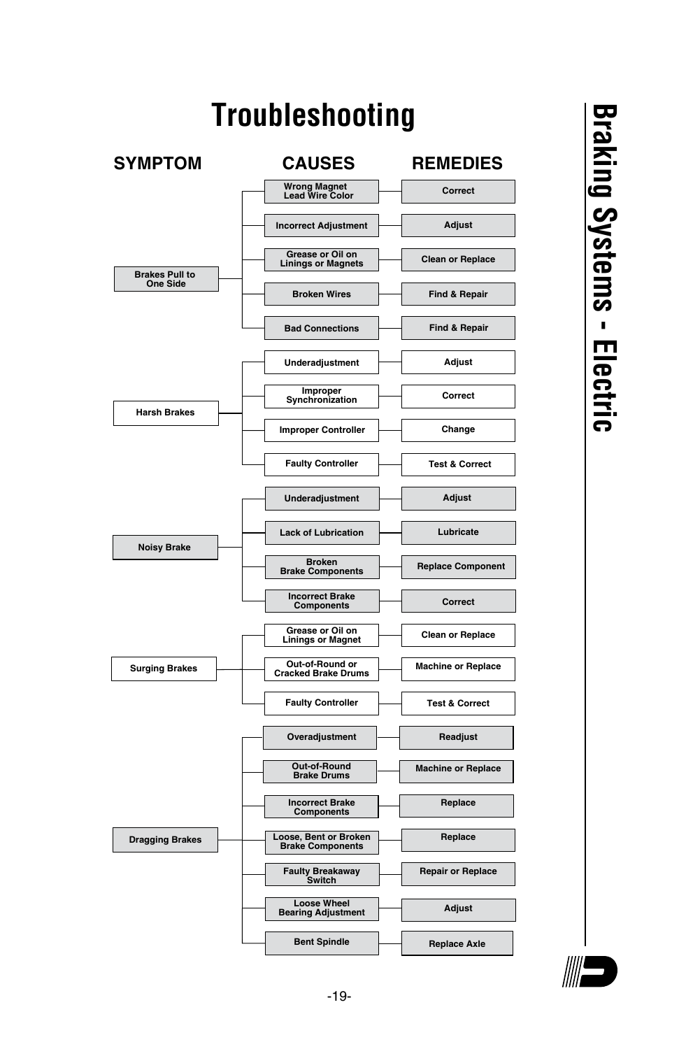# Troubleshooting

## Braking Systems - Electric

| SYMPTOM | CAUSES | REMEDIES |
| --- | --- | --- |
| Brakes Pull to One Side | Wrong Magnet Lead Wire Color | Correct |
| | Incorrect Adjustment | Adjust |
| | Grease or Oil on Linings or Magnets | Clean or Replace |
| | Broken Wires | Find & Repair |
| | Bad Connections | Find & Repair |
| Harsh Brakes | Underadjustment | Adjust |
| | Improper Synchronization | Correct |
| | Improper Controller | Change |
| | Faulty Controller | Test & Correct |
| Noisy Brake | Underadjustment | Adjust |
| | Lack of Lubrication | Lubricate |
| | Broken Brake Components | Replace Component |
| | Incorrect Brake Components | Correct |
| Surging Brakes | Grease or Oil on Linings or Magnet | Clean or Replace |
| | Out-of-Round or Cracked Brake Drums | Machine or Replace |
| | Faulty Controller | Test & Correct |
| Dragging Brakes | Overadjustment | Readjust |
| | Out-of-Round Brake Drums | Machine or Replace |
| | Incorrect Brake Components | Replace |
| | Loose, Bent or Broken Brake Components | Replace |
| | Faulty Breakaway Switch | Repair or Replace |
| | Loose Wheel Bearing Adjustment | Adjust |
| | Bent Spindle | Replace Axle |